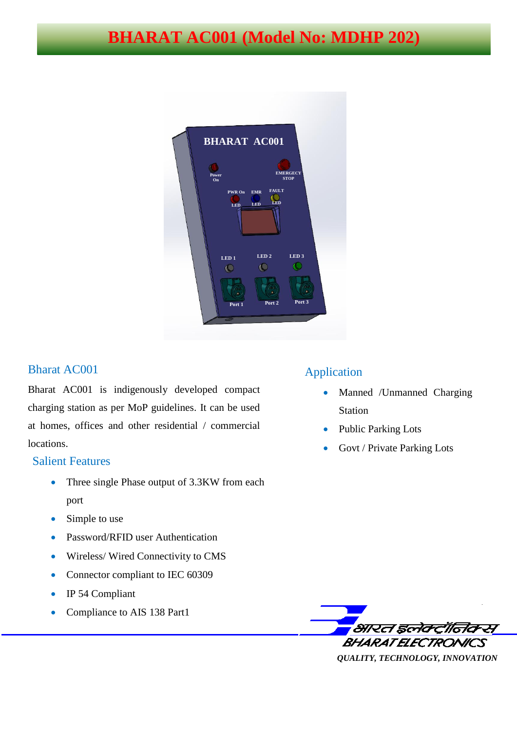# BHARAT AC001 (Model No: MDHP 202)

## Bharat AC001

Bharat AC001 is indigenously developed compact charging station as per MoP guidelines. It can be used at homes, offices and other residential / commercial locations.

## Salient Features

- Three single Phase output of 3.3KW from each port
- Simple to use
- Password/RFID user Authentication
- Wireless/ Wired Connectivity to CMS
- Connector compliant to IEC 60309
- IP 54 Compliant
- Compliance to AIS 138 Part1

## Application

- Manned /Unmanned Charging Station
- Public Parking Lots
- Govt / Private Parking Lots

भारत इलेक्ट्रॉनिक्स
BHARAT ELECTRONICS
*QUALITY, TECHNOLOGY, INNOVATION*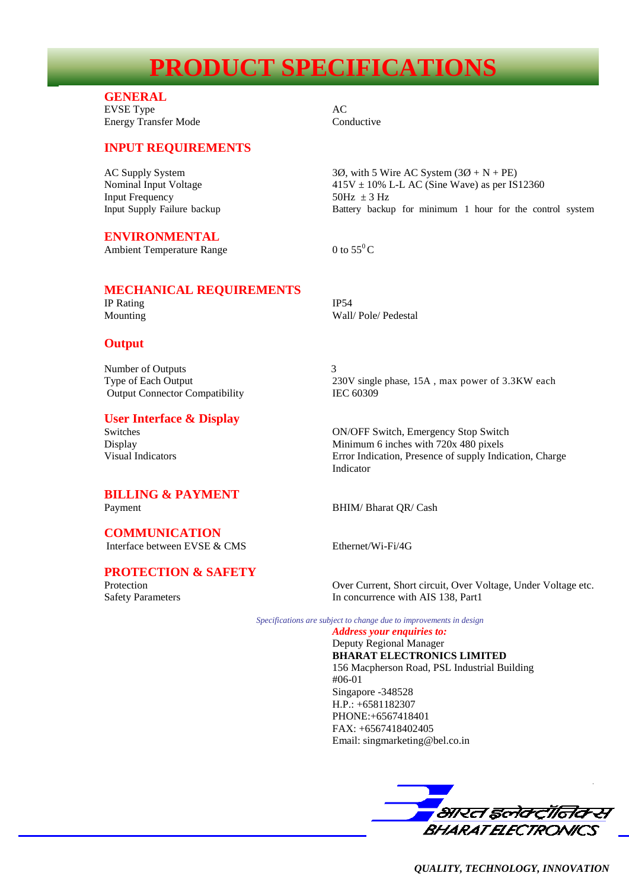# PRODUCT SPECIFICATIONS

## GENERAL

| | |
|---|---|
| EVSE Type | AC |
| Energy Transfer Mode | Conductive |

## INPUT REQUIREMENTS

| | |
|---|---|
| AC Supply System | 3Ø, with 5 Wire AC System (3Ø + N + PE) |
| Nominal Input Voltage | 415V ± 10% L-L AC (Sine Wave) as per IS12360 |
| Input Frequency | 50Hz ± 3 Hz |
| Input Supply Failure backup | Battery backup for minimum 1 hour for the control system |

## ENVIRONMENTAL

| | |
|---|---|
| Ambient Temperature Range | 0 to 55$^{0}$C |

## MECHANICAL REQUIREMENTS

| | |
|---|---|
| IP Rating | IP54 |
| Mounting | Wall/ Pole/ Pedestal |

## Output

| | |
|---|---|
| Number of Outputs | 3 |
| Type of Each Output | 230V single phase, 15A , max power of 3.3KW each |
| Output Connector Compatibility | IEC 60309 |

## User Interface & Display

| | |
|---|---|
| Switches | ON/OFF Switch, Emergency Stop Switch |
| Display | Minimum 6 inches with 720x 480 pixels |
| Visual Indicators | Error Indication, Presence of supply Indication, Charge Indicator |

## BILLING & PAYMENT

| | |
|---|---|
| Payment | BHIM/ Bharat QR/ Cash |

## COMMUNICATION

| | |
|---|---|
| Interface between EVSE & CMS | Ethernet/Wi-Fi/4G |

## PROTECTION & SAFETY

| | |
|---|---|
| Protection | Over Current, Short circuit, Over Voltage, Under Voltage etc. |
| Safety Parameters | In concurrence with AIS 138, Part1 |

*Specifications are subject to change due to improvements in design*

***Address your enquiries to:***

Deputy Regional Manager
**BHARAT ELECTRONICS LIMITED**
156 Macpherson Road, PSL Industrial Building
#06-01
Singapore -348528
H.P.: +6581182307
PHONE:+6567418401
FAX: +6567418402405
Email: singmarketing@bel.co.in

भारत इलेक्ट्रॉनिक्स
BHARAT ELECTRONICS

***QUALITY, TECHNOLOGY, INNOVATION***